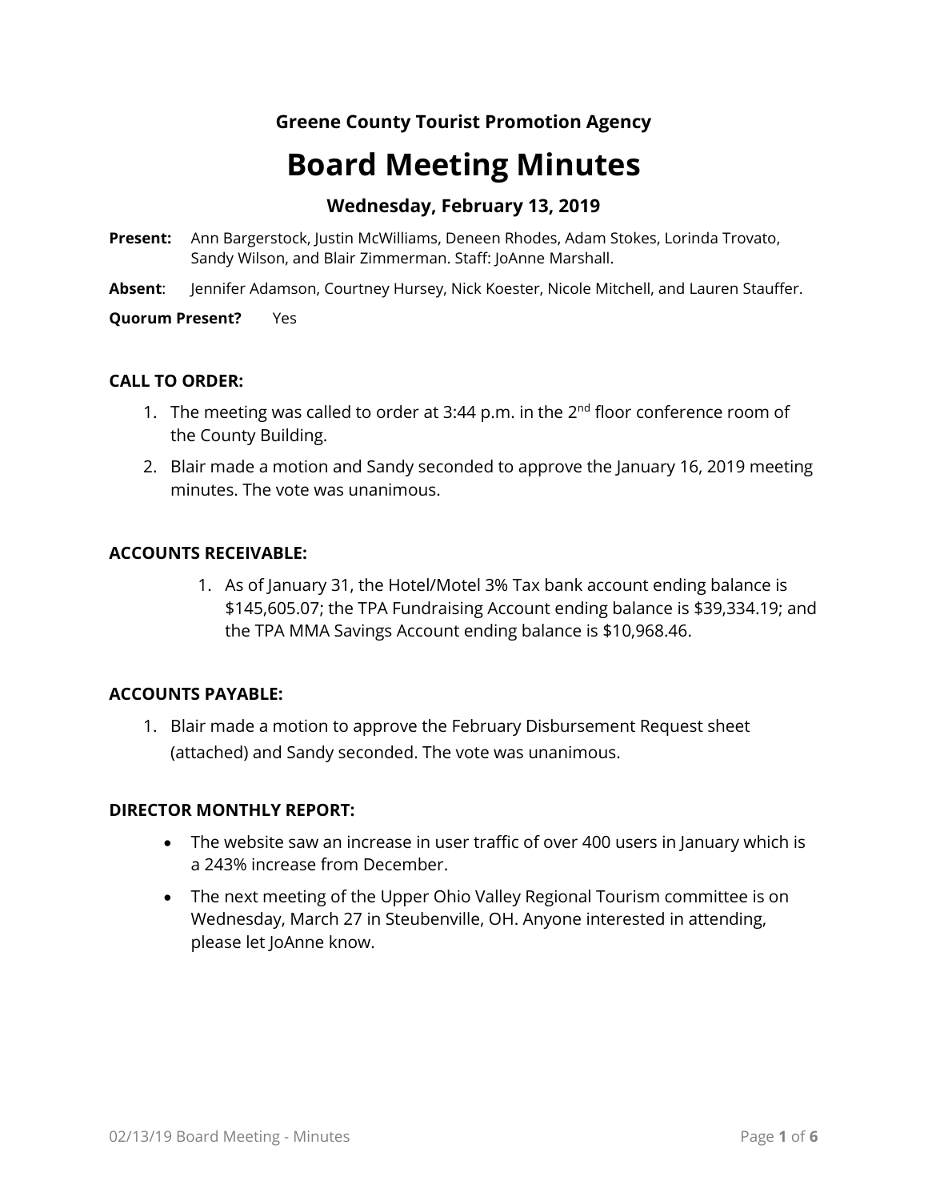**Greene County Tourist Promotion Agency**

# Board Meeting Minutes

### Wednesday, February 13, 2019

**Present:** Ann Bargerstock, Justin McWilliams, Deneen Rhodes, Adam Stokes, Lorinda Trovato, Sandy Wilson, and Blair Zimmerman. Staff: JoAnne Marshall.

**Absent**: Jennifer Adamson, Courtney Hursey, Nick Koester, Nicole Mitchell, and Lauren Stauffer.

**Quorum Present?** Yes

**CALL TO ORDER:**

1. The meeting was called to order at 3:44 p.m. in the 2nd floor conference room of the County Building.
2. Blair made a motion and Sandy seconded to approve the January 16, 2019 meeting minutes. The vote was unanimous.

**ACCOUNTS RECEIVABLE:**

1. As of January 31, the Hotel/Motel 3% Tax bank account ending balance is $145,605.07; the TPA Fundraising Account ending balance is $39,334.19; and the TPA MMA Savings Account ending balance is $10,968.46.

**ACCOUNTS PAYABLE:**

1. Blair made a motion to approve the February Disbursement Request sheet (attached) and Sandy seconded. The vote was unanimous.

**DIRECTOR MONTHLY REPORT:**

- The website saw an increase in user traffic of over 400 users in January which is a 243% increase from December.
- The next meeting of the Upper Ohio Valley Regional Tourism committee is on Wednesday, March 27 in Steubenville, OH. Anyone interested in attending, please let JoAnne know.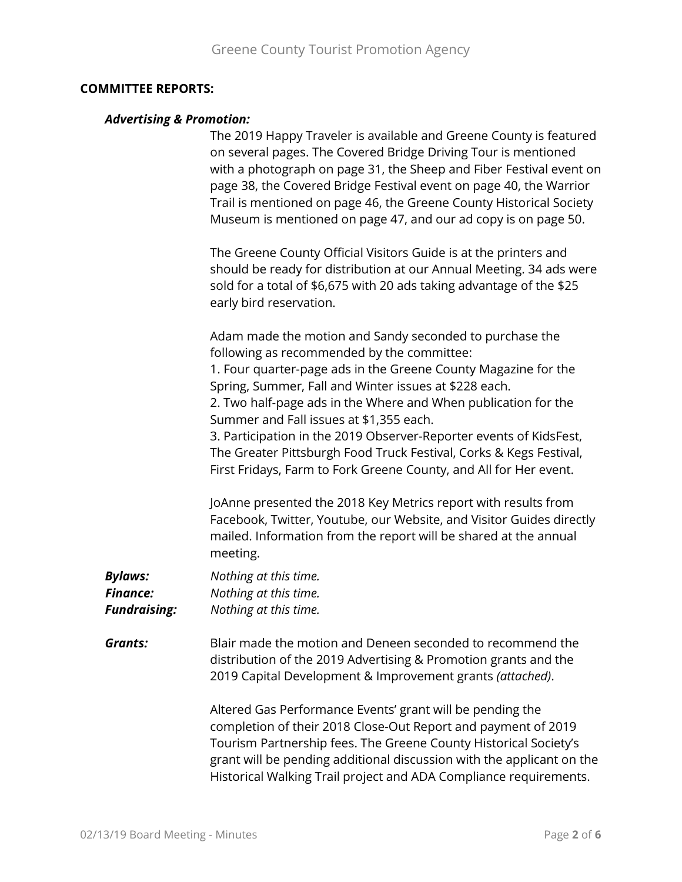**COMMITTEE REPORTS:**

***Advertising & Promotion:***

The 2019 Happy Traveler is available and Greene County is featured on several pages. The Covered Bridge Driving Tour is mentioned with a photograph on page 31, the Sheep and Fiber Festival event on page 38, the Covered Bridge Festival event on page 40, the Warrior Trail is mentioned on page 46, the Greene County Historical Society Museum is mentioned on page 47, and our ad copy is on page 50.

The Greene County Official Visitors Guide is at the printers and should be ready for distribution at our Annual Meeting. 34 ads were sold for a total of $6,675 with 20 ads taking advantage of the $25 early bird reservation.

Adam made the motion and Sandy seconded to purchase the following as recommended by the committee:
1. Four quarter-page ads in the Greene County Magazine for the Spring, Summer, Fall and Winter issues at $228 each.
2. Two half-page ads in the Where and When publication for the Summer and Fall issues at $1,355 each.
3. Participation in the 2019 Observer-Reporter events of KidsFest, The Greater Pittsburgh Food Truck Festival, Corks & Kegs Festival, First Fridays, Farm to Fork Greene County, and All for Her event.

JoAnne presented the 2018 Key Metrics report with results from Facebook, Twitter, Youtube, our Website, and Visitor Guides directly mailed. Information from the report will be shared at the annual meeting.

***Bylaws:*** *Nothing at this time.*
***Finance:*** *Nothing at this time.*
***Fundraising:*** *Nothing at this time.*

***Grants:*** Blair made the motion and Deneen seconded to recommend the distribution of the 2019 Advertising & Promotion grants and the 2019 Capital Development & Improvement grants *(attached)*.

Altered Gas Performance Events' grant will be pending the completion of their 2018 Close-Out Report and payment of 2019 Tourism Partnership fees. The Greene County Historical Society's grant will be pending additional discussion with the applicant on the Historical Walking Trail project and ADA Compliance requirements.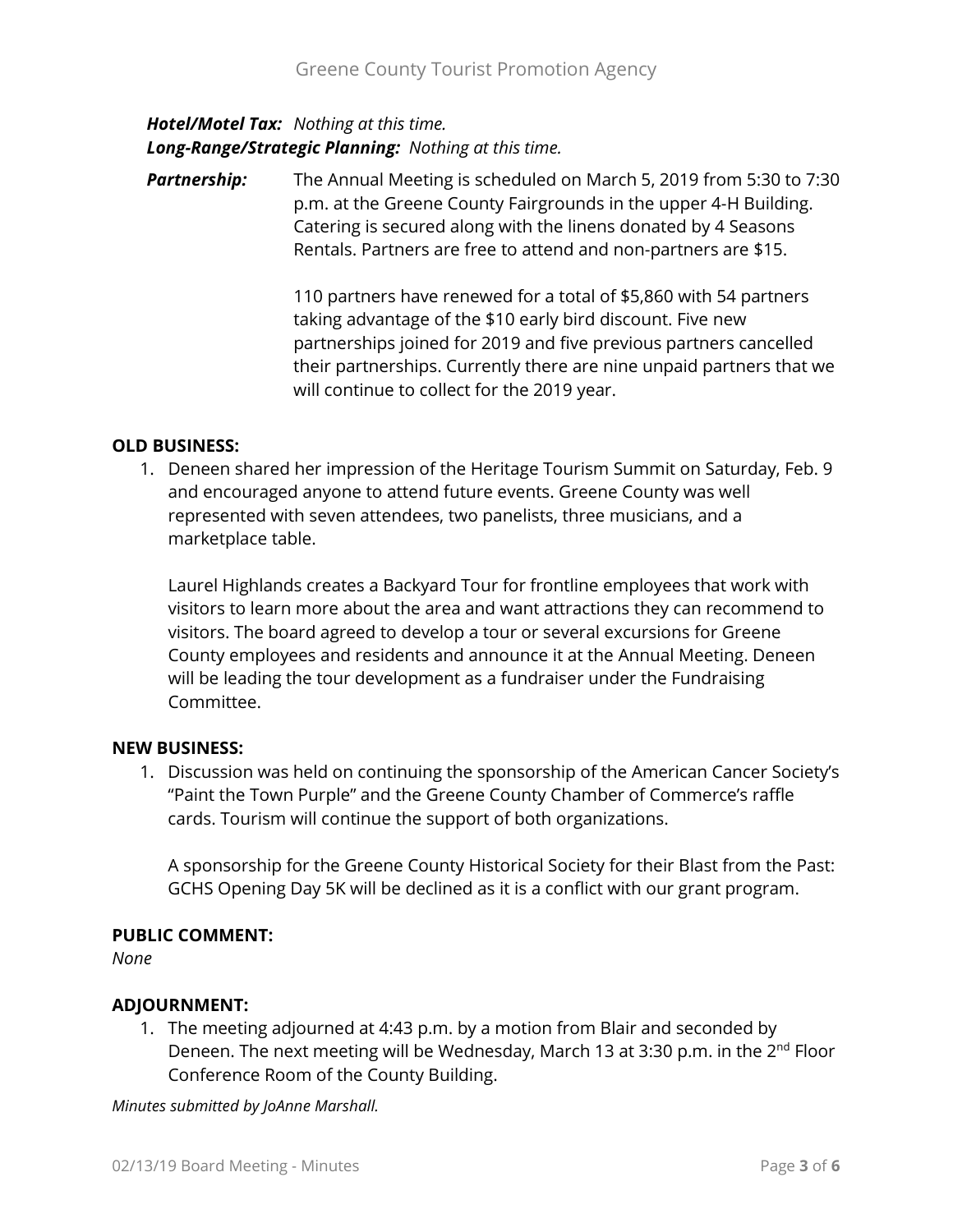***Hotel/Motel Tax:*** *Nothing at this time.*
***Long-Range/Strategic Planning:*** *Nothing at this time.*

***Partnership:*** The Annual Meeting is scheduled on March 5, 2019 from 5:30 to 7:30 p.m. at the Greene County Fairgrounds in the upper 4-H Building. Catering is secured along with the linens donated by 4 Seasons Rentals. Partners are free to attend and non-partners are $15.

110 partners have renewed for a total of $5,860 with 54 partners taking advantage of the $10 early bird discount. Five new partnerships joined for 2019 and five previous partners cancelled their partnerships. Currently there are nine unpaid partners that we will continue to collect for the 2019 year.

## OLD BUSINESS:

1. Deneen shared her impression of the Heritage Tourism Summit on Saturday, Feb. 9 and encouraged anyone to attend future events. Greene County was well represented with seven attendees, two panelists, three musicians, and a marketplace table.

   Laurel Highlands creates a Backyard Tour for frontline employees that work with visitors to learn more about the area and want attractions they can recommend to visitors. The board agreed to develop a tour or several excursions for Greene County employees and residents and announce it at the Annual Meeting. Deneen will be leading the tour development as a fundraiser under the Fundraising Committee.

## NEW BUSINESS:

1. Discussion was held on continuing the sponsorship of the American Cancer Society's "Paint the Town Purple" and the Greene County Chamber of Commerce's raffle cards. Tourism will continue the support of both organizations.

   A sponsorship for the Greene County Historical Society for their Blast from the Past: GCHS Opening Day 5K will be declined as it is a conflict with our grant program.

## PUBLIC COMMENT:

*None*

## ADJOURNMENT:

1. The meeting adjourned at 4:43 p.m. by a motion from Blair and seconded by Deneen. The next meeting will be Wednesday, March 13 at 3:30 p.m. in the 2nd Floor Conference Room of the County Building.

*Minutes submitted by JoAnne Marshall.*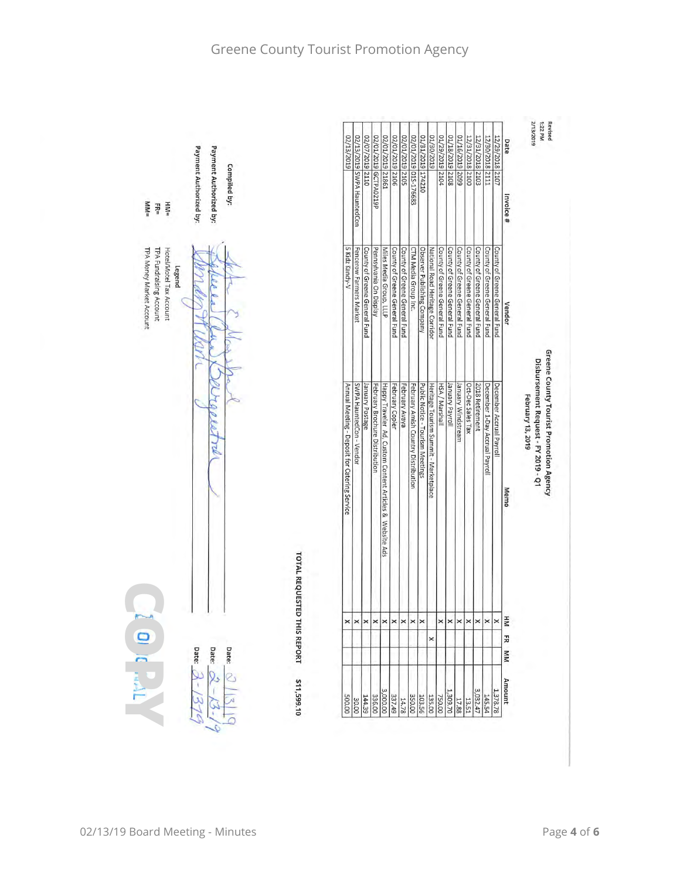Greene County Tourist Promotion Agency

Revised
1:22 PM
2/13/2019

## Greene County Tourist Promotion Agency
## Disbursement Request - FY 2019 - Q1
### February 13, 2019

| Date | Invoice # | Vendor | Memo | HM | FR | MM | Amount |
|---|---|---|---|---|---|---|---|
| 12/29/2018 | 2107 | County of Greene General Fund | December Accrual Payroll | x | | | 1,378.78 |
| 12/30/2018 | 2111 | County of Greene General Fund | December 1-Day Accrual Payroll | x | | | 145.54 |
| 12/31/2018 | 2103 | County of Greene General Fund | 2018 Retirement | x | | | 3,032.47 |
| 12/31/2018 | 2100 | County of Greene General Fund | Oct-Dec Sales Tax | x | | | 13.51 |
| 01/16/2019 | 2099 | County of Greene General Fund | January Windstream | x | | | 17.88 |
| 01/18/2019 | 2108 | County of Greene General Fund | January Payroll | x | | | 1,309.70 |
| 01/29/2019 | 2104 | County of Greene General Fund | HSA / Marshall | x | | | 750.00 |
| 01/30/2019 | | National Road Heritage Corridor | Heritage Tourism Summit - Marketplace | | x | | 135.00 |
| 01/31/2019 | 174210 | Observer Publishing Company | Public Notice - Tourism Meetings | x | | | 103.56 |
| 02/01/2019 | 015-176683 | CTM Media Group Inc. | February Amish Country Distribution | x | | | 350.00 |
| 02/01/2019 | 2105 | County of Greene General Fund | February Avaya | x | | | 14.78 |
| 02/01/2019 | 2106 | County of Greene General Fund | February Copier | x | | | 337.49 |
| 02/01/2019 | 21861 | Miles Media Group, LLLP | Happy Traveler Ad, Custom Content Articles & Website Ads | x | | | 3,000.00 |
| 02/01/2019 | GCTPA0219P | Pennsylvania On Display | February Brochure Distribution | x | | | 336.00 |
| 02/07/2019 | 2110 | County of Greene General Fund | January Postage | x | | | 144.39 |
| 02/13/2019 | SWPA HauntedCon | Fencerow Farmers Market | SWPA HauntedCon - Vendor | x | | | 30.00 |
| 02/13/2019 | | S Kids Kandy-V | Annual Meeting - Deposit for Catering Service | x | | | 500.00 |

**TOTAL REQUESTED THIS REPORT $11,599.10**

Compiled by: [signature] Date: 2/13/19

Payment Authorized by: [signature] Date: 2-13-19

Payment Authorized by: [signature] Date: 2-13-19

**Legend**

HM= Hotel/Motel Tax Account
FR= TPA Fundraising Account
MM= TPA Money Market Account

COPY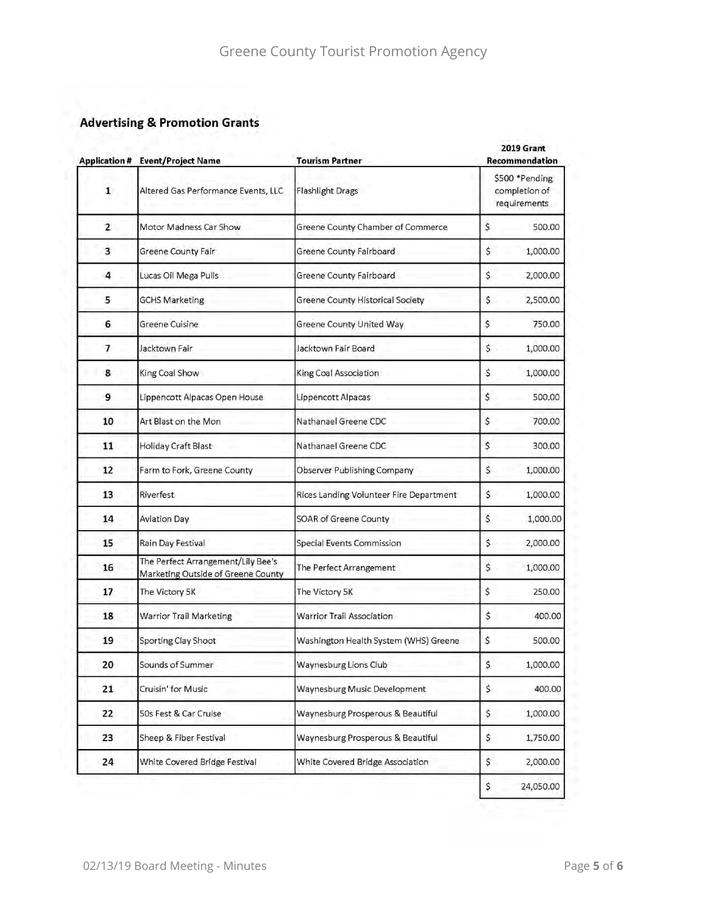## Advertising & Promotion Grants

| Application # | Event/Project Name | Tourism Partner | 2019 Grant Recommendation |
|---|---|---|---|
| 1 | Altered Gas Performance Events, LLC | Flashlight Drags | $500 *Pending completion of requirements |
| 2 | Motor Madness Car Show | Greene County Chamber of Commerce | $ 500.00 |
| 3 | Greene County Fair | Greene County Fairboard | $ 1,000.00 |
| 4 | Lucas Oil Mega Pulls | Greene County Fairboard | $ 2,000.00 |
| 5 | GCHS Marketing | Greene County Historical Society | $ 2,500.00 |
| 6 | Greene Cuisine | Greene County United Way | $ 750.00 |
| 7 | Jacktown Fair | Jacktown Fair Board | $ 1,000.00 |
| 8 | King Coal Show | King Coal Association | $ 1,000.00 |
| 9 | Lippencott Alpacas Open House | Lippencott Alpacas | $ 500.00 |
| 10 | Art Blast on the Mon | Nathanael Greene CDC | $ 700.00 |
| 11 | Holiday Craft Blast | Nathanael Greene CDC | $ 300.00 |
| 12 | Farm to Fork, Greene County | Observer Publishing Company | $ 1,000.00 |
| 13 | Riverfest | Rices Landing Volunteer Fire Department | $ 1,000.00 |
| 14 | Aviation Day | SOAR of Greene County | $ 1,000.00 |
| 15 | Rain Day Festival | Special Events Commission | $ 2,000.00 |
| 16 | The Perfect Arrangement/Lily Bee's Marketing Outside of Greene County | The Perfect Arrangement | $ 1,000.00 |
| 17 | The Victory 5K | The Victory 5K | $ 250.00 |
| 18 | Warrior Trail Marketing | Warrior Trail Association | $ 400.00 |
| 19 | Sporting Clay Shoot | Washington Health System (WHS) Greene | $ 500.00 |
| 20 | Sounds of Summer | Waynesburg Lions Club | $ 1,000.00 |
| 21 | Cruisin' for Music | Waynesburg Music Development | $ 400.00 |
| 22 | 50s Fest & Car Cruise | Waynesburg Prosperous & Beautiful | $ 1,000.00 |
| 23 | Sheep & Fiber Festival | Waynesburg Prosperous & Beautiful | $ 1,750.00 |
| 24 | White Covered Bridge Festival | White Covered Bridge Association | $ 2,000.00 |
| | | | $ 24,050.00 |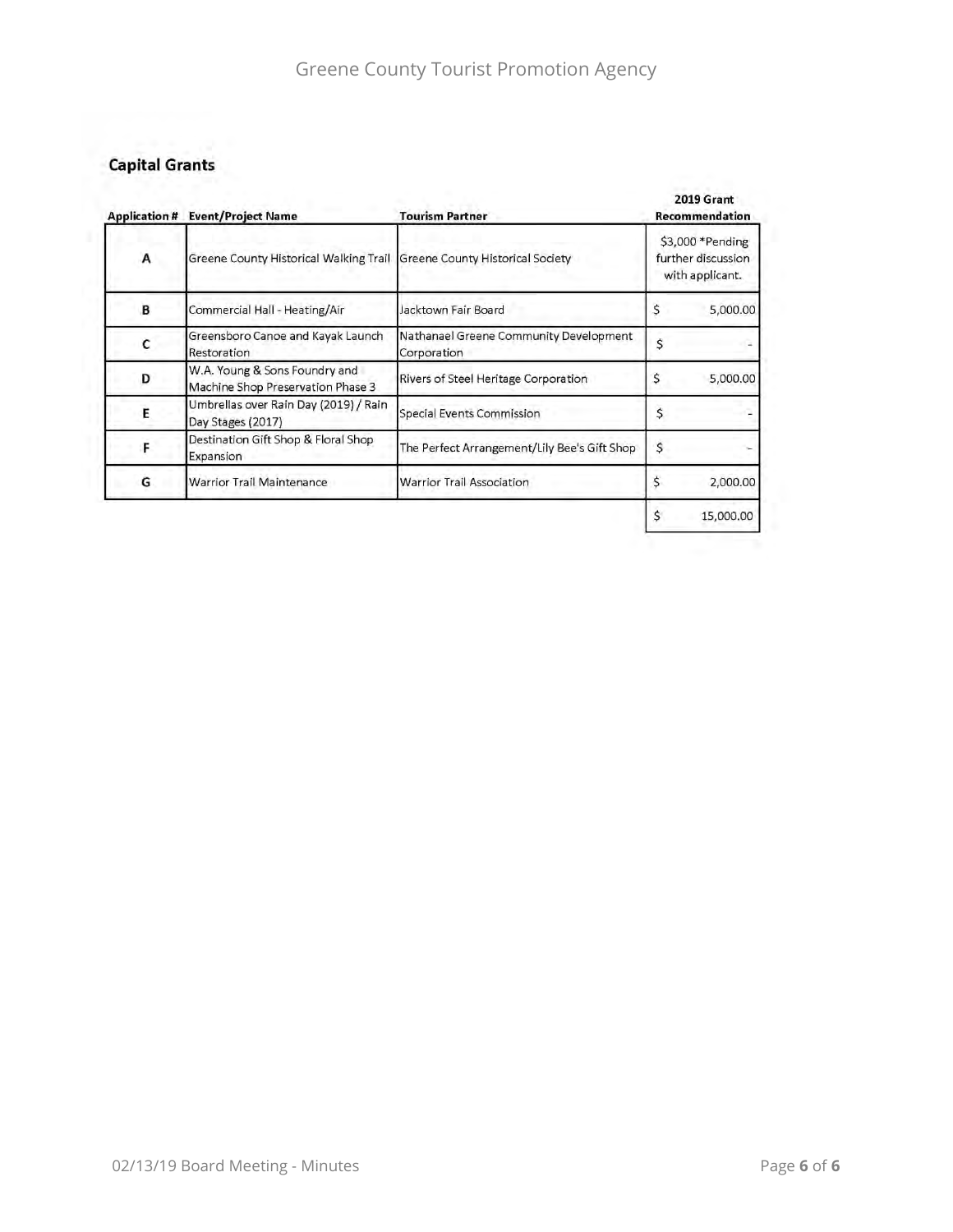## Capital Grants

| Application # | Event/Project Name | Tourism Partner | 2019 Grant Recommendation |
|---|---|---|---|
| A | Greene County Historical Walking Trail | Greene County Historical Society | $3,000 *Pending further discussion with applicant. |
| B | Commercial Hall - Heating/Air | Jacktown Fair Board | $ 5,000.00 |
| C | Greensboro Canoe and Kayak Launch Restoration | Nathanael Greene Community Development Corporation | $ - |
| D | W.A. Young & Sons Foundry and Machine Shop Preservation Phase 3 | Rivers of Steel Heritage Corporation | $ 5,000.00 |
| E | Umbrellas over Rain Day (2019) / Rain Day Stages (2017) | Special Events Commission | $ - |
| F | Destination Gift Shop & Floral Shop Expansion | The Perfect Arrangement/Lily Bee's Gift Shop | $ - |
| G | Warrior Trail Maintenance | Warrior Trail Association | $ 2,000.00 |
| | | | $ 15,000.00 |